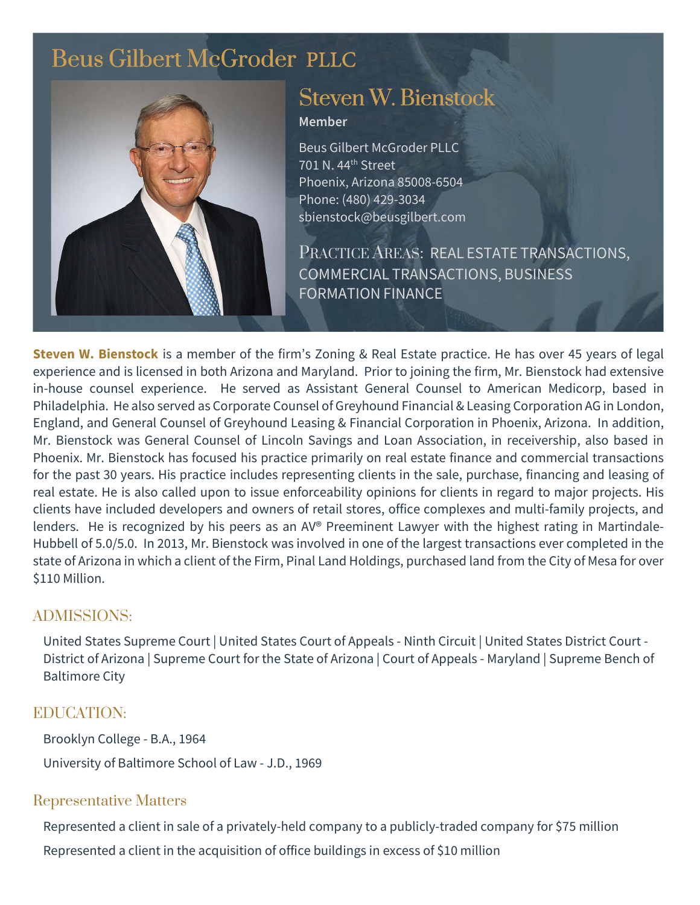# Beus Gilbert McGroder PLLC

## Steven W. Bienstock

**Member**

Beus Gilbert McGroder PLLC
701 N. 44th Street
Phoenix, Arizona 85008-6504
Phone: (480) 429-3034
sbienstock@beusgilbert.com

PRACTICE AREAS: REAL ESTATE TRANSACTIONS, COMMERCIAL TRANSACTIONS, BUSINESS FORMATION FINANCE

**Steven W. Bienstock** is a member of the firm's Zoning & Real Estate practice. He has over 45 years of legal experience and is licensed in both Arizona and Maryland. Prior to joining the firm, Mr. Bienstock had extensive in-house counsel experience. He served as Assistant General Counsel to American Medicorp, based in Philadelphia. He also served as Corporate Counsel of Greyhound Financial & Leasing Corporation AG in London, England, and General Counsel of Greyhound Leasing & Financial Corporation in Phoenix, Arizona. In addition, Mr. Bienstock was General Counsel of Lincoln Savings and Loan Association, in receivership, also based in Phoenix. Mr. Bienstock has focused his practice primarily on real estate finance and commercial transactions for the past 30 years. His practice includes representing clients in the sale, purchase, financing and leasing of real estate. He is also called upon to issue enforceability opinions for clients in regard to major projects. His clients have included developers and owners of retail stores, office complexes and multi-family projects, and lenders. He is recognized by his peers as an AV® Preeminent Lawyer with the highest rating in Martindale-Hubbell of 5.0/5.0. In 2013, Mr. Bienstock was involved in one of the largest transactions ever completed in the state of Arizona in which a client of the Firm, Pinal Land Holdings, purchased land from the City of Mesa for over $110 Million.

## ADMISSIONS:

United States Supreme Court | United States Court of Appeals - Ninth Circuit | United States District Court - District of Arizona | Supreme Court for the State of Arizona | Court of Appeals - Maryland | Supreme Bench of Baltimore City

## EDUCATION:

Brooklyn College - B.A., 1964

University of Baltimore School of Law - J.D., 1969

## Representative Matters

Represented a client in sale of a privately-held company to a publicly-traded company for $75 million

Represented a client in the acquisition of office buildings in excess of $10 million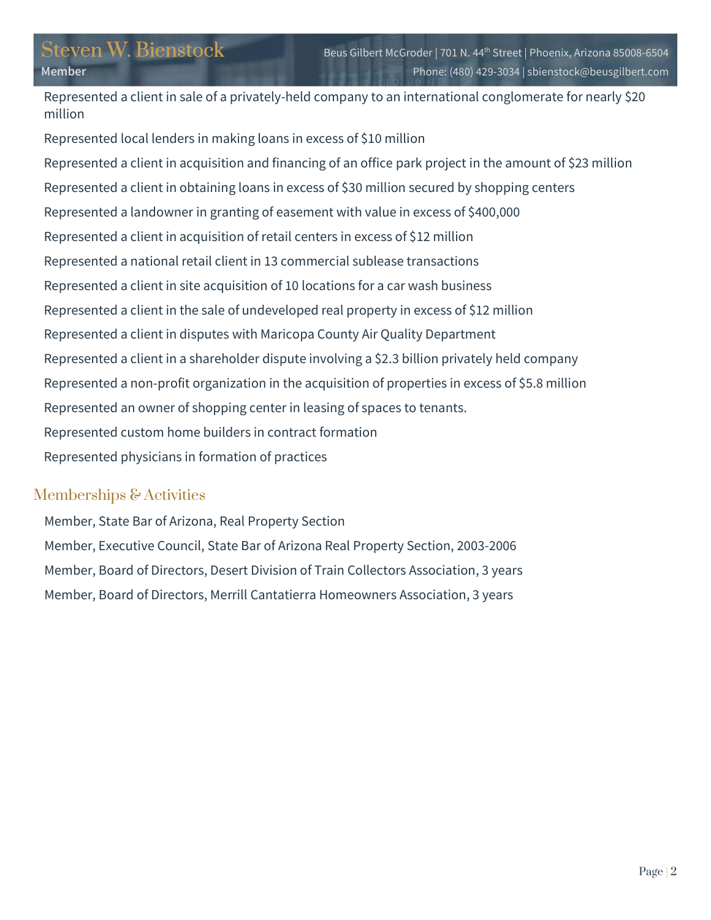Represented a client in sale of a privately-held company to an international conglomerate for nearly $20 million

Represented local lenders in making loans in excess of $10 million

Represented a client in acquisition and financing of an office park project in the amount of $23 million

Represented a client in obtaining loans in excess of $30 million secured by shopping centers

Represented a landowner in granting of easement with value in excess of $400,000

Represented a client in acquisition of retail centers in excess of $12 million

Represented a national retail client in 13 commercial sublease transactions

Represented a client in site acquisition of 10 locations for a car wash business

Represented a client in the sale of undeveloped real property in excess of $12 million

Represented a client in disputes with Maricopa County Air Quality Department

Represented a client in a shareholder dispute involving a $2.3 billion privately held company

Represented a non-profit organization in the acquisition of properties in excess of $5.8 million

Represented an owner of shopping center in leasing of spaces to tenants.

Represented custom home builders in contract formation

Represented physicians in formation of practices

## Memberships & Activities

Member, State Bar of Arizona, Real Property Section

Member, Executive Council, State Bar of Arizona Real Property Section, 2003-2006

Member, Board of Directors, Desert Division of Train Collectors Association, 3 years

Member, Board of Directors, Merrill Cantatierra Homeowners Association, 3 years